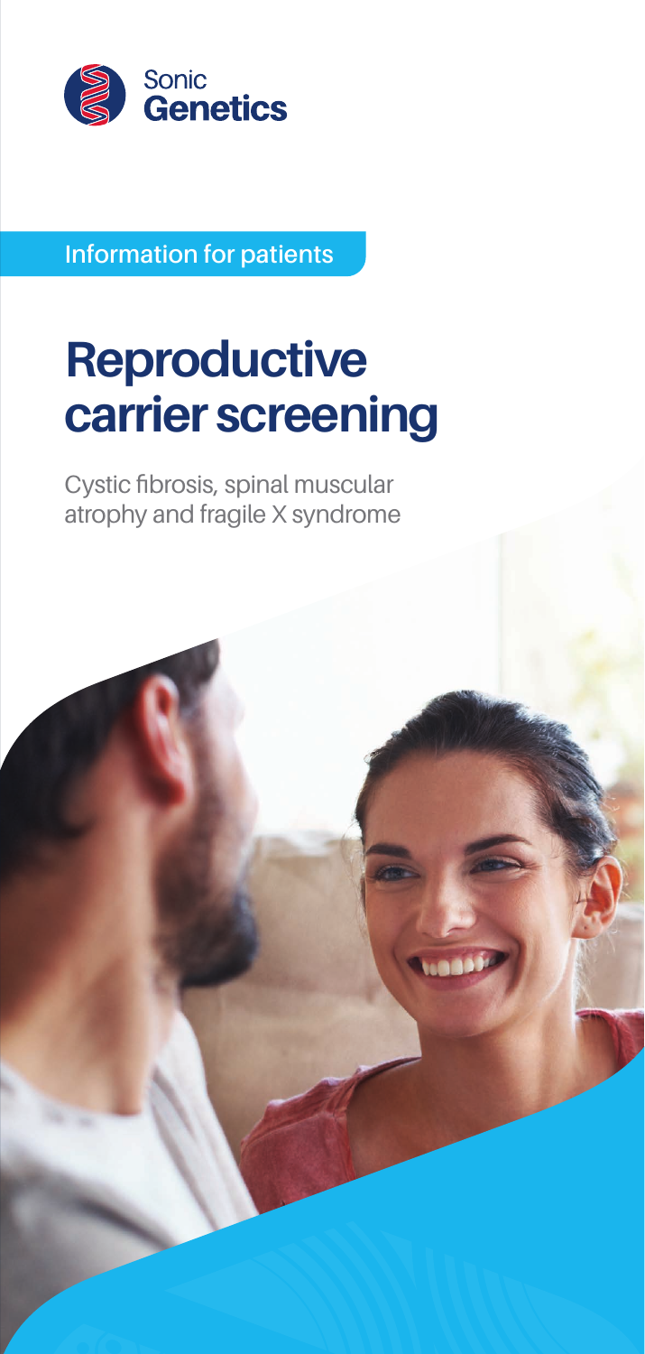Sonic Genetics

Information for patients

# Reproductive carrier screening

Cystic fibrosis, spinal muscular atrophy and fragile X syndrome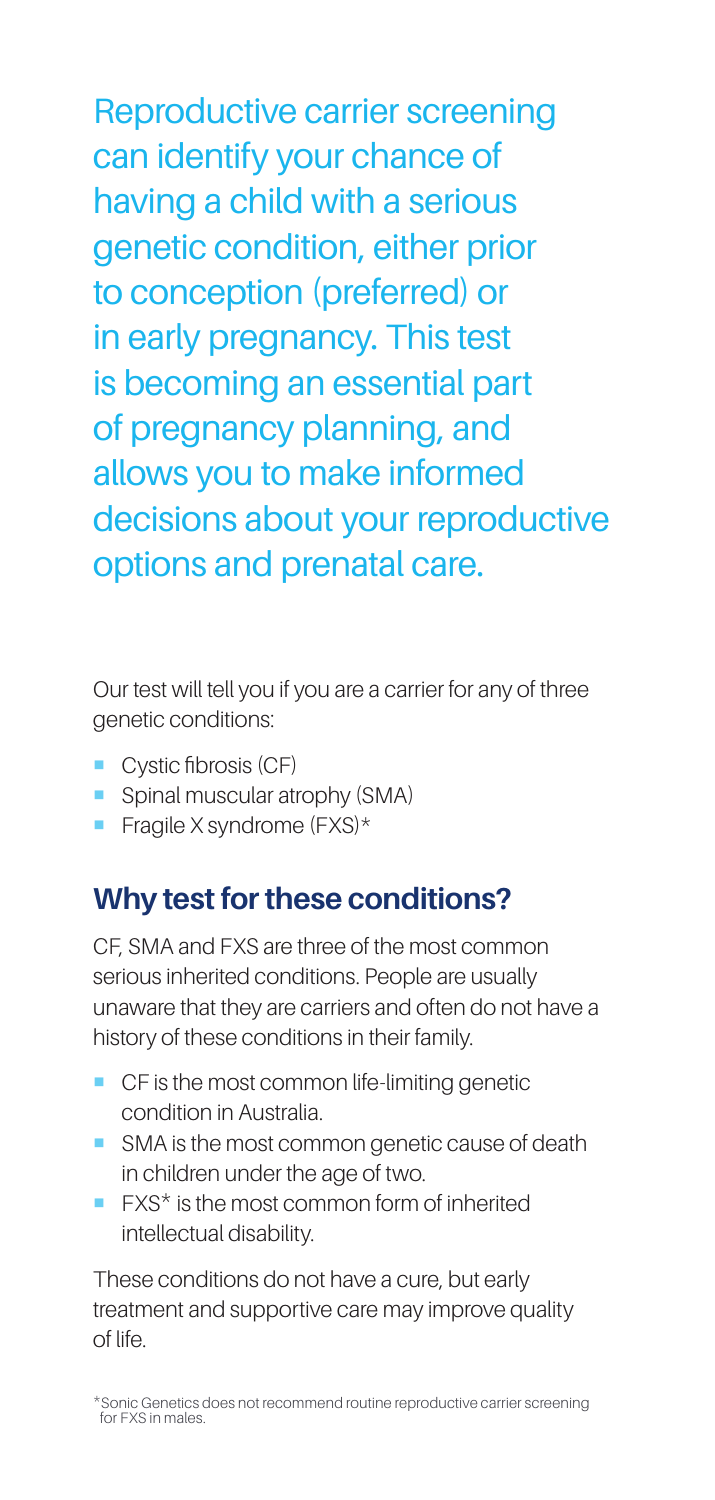Reproductive carrier screening can identify your chance of having a child with a serious genetic condition, either prior to conception (preferred) or in early pregnancy. This test is becoming an essential part of pregnancy planning, and allows you to make informed decisions about your reproductive options and prenatal care.

Our test will tell you if you are a carrier for any of three genetic conditions:

- Cystic fibrosis (CF)
- Spinal muscular atrophy (SMA)
- Fragile X syndrome (FXS)*

## Why test for these conditions?

CF, SMA and FXS are three of the most common serious inherited conditions. People are usually unaware that they are carriers and often do not have a history of these conditions in their family.

- CF is the most common life-limiting genetic condition in Australia.
- SMA is the most common genetic cause of death in children under the age of two.
- FXS* is the most common form of inherited intellectual disability.

These conditions do not have a cure, but early treatment and supportive care may improve quality of life.

*Sonic Genetics does not recommend routine reproductive carrier screening for FXS in males.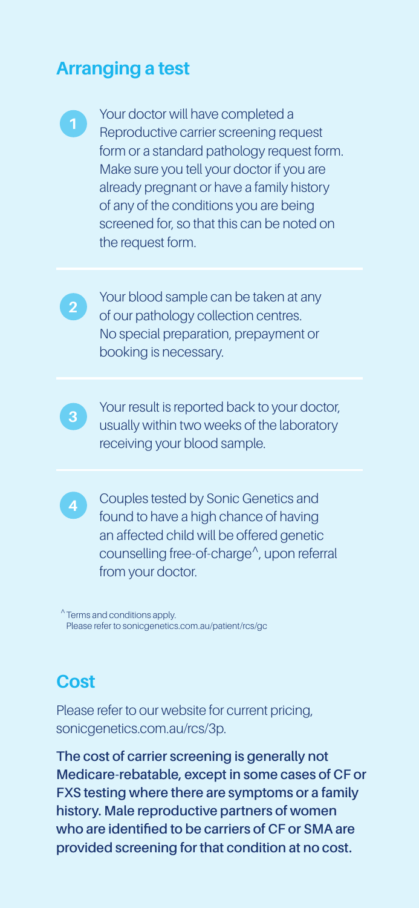## Arranging a test

1. Your doctor will have completed a Reproductive carrier screening request form or a standard pathology request form. Make sure you tell your doctor if you are already pregnant or have a family history of any of the conditions you are being screened for, so that this can be noted on the request form.

2. Your blood sample can be taken at any of our pathology collection centres. No special preparation, prepayment or booking is necessary.

3. Your result is reported back to your doctor, usually within two weeks of the laboratory receiving your blood sample.

4. Couples tested by Sonic Genetics and found to have a high chance of having an affected child will be offered genetic counselling free-of-charge^, upon referral from your doctor.

^ Terms and conditions apply. Please refer to sonicgenetics.com.au/patient/rcs/gc

## Cost

Please refer to our website for current pricing, sonicgenetics.com.au/rcs/3p.

**The cost of carrier screening is generally not Medicare-rebatable, except in some cases of CF or FXS testing where there are symptoms or a family history. Male reproductive partners of women who are identified to be carriers of CF or SMA are provided screening for that condition at no cost.**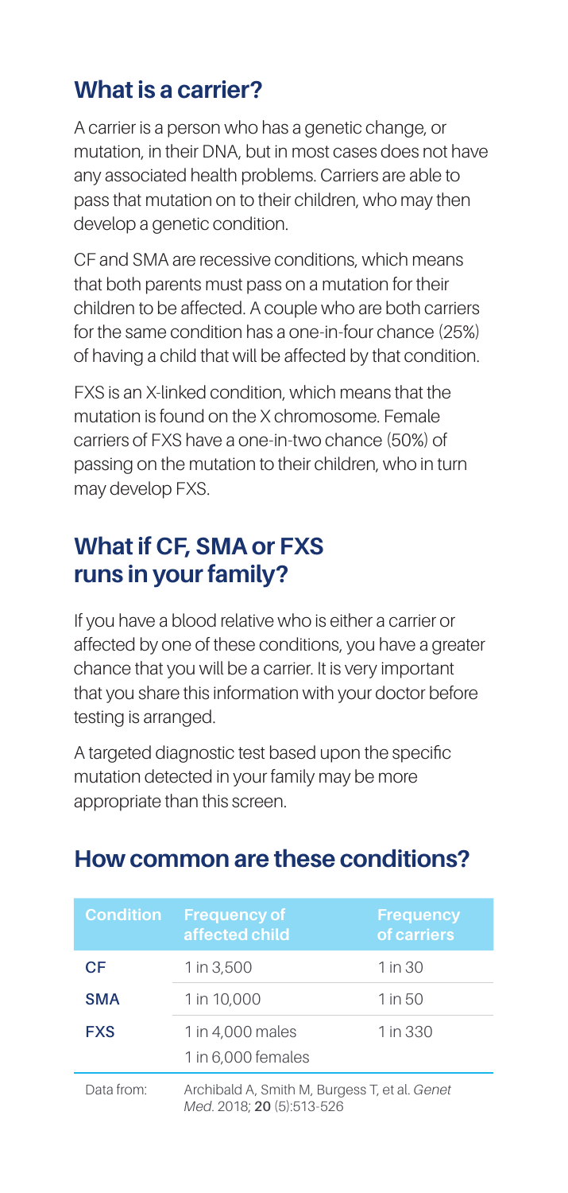## What is a carrier?

A carrier is a person who has a genetic change, or mutation, in their DNA, but in most cases does not have any associated health problems. Carriers are able to pass that mutation on to their children, who may then develop a genetic condition.

CF and SMA are recessive conditions, which means that both parents must pass on a mutation for their children to be affected. A couple who are both carriers for the same condition has a one-in-four chance (25%) of having a child that will be affected by that condition.

FXS is an X-linked condition, which means that the mutation is found on the X chromosome. Female carriers of FXS have a one-in-two chance (50%) of passing on the mutation to their children, who in turn may develop FXS.

## What if CF, SMA or FXS runs in your family?

If you have a blood relative who is either a carrier or affected by one of these conditions, you have a greater chance that you will be a carrier. It is very important that you share this information with your doctor before testing is arranged.

A targeted diagnostic test based upon the specific mutation detected in your family may be more appropriate than this screen.

## How common are these conditions?

| Condition | Frequency of affected child | Frequency of carriers |
|---|---|---|
| **CF** | 1 in 3,500 | 1 in 30 |
| **SMA** | 1 in 10,000 | 1 in 50 |
| **FXS** | 1 in 4,000 males<br>1 in 6,000 females | 1 in 330 |

Data from: Archibald A, Smith M, Burgess T, et al. *Genet Med*. 2018; **20** (5):513-526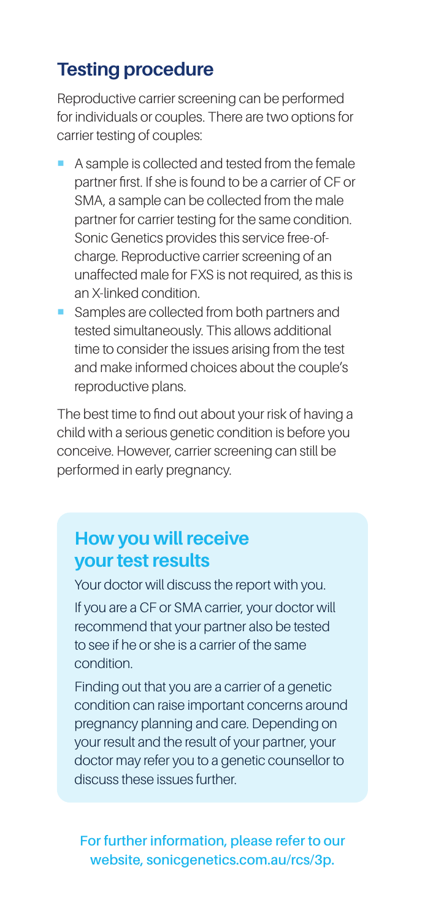## Testing procedure

Reproductive carrier screening can be performed for individuals or couples. There are two options for carrier testing of couples:

- A sample is collected and tested from the female partner first. If she is found to be a carrier of CF or SMA, a sample can be collected from the male partner for carrier testing for the same condition. Sonic Genetics provides this service free-of-charge. Reproductive carrier screening of an unaffected male for FXS is not required, as this is an X-linked condition.
- Samples are collected from both partners and tested simultaneously. This allows additional time to consider the issues arising from the test and make informed choices about the couple's reproductive plans.

The best time to find out about your risk of having a child with a serious genetic condition is before you conceive. However, carrier screening can still be performed in early pregnancy.

## How you will receive your test results

Your doctor will discuss the report with you.

If you are a CF or SMA carrier, your doctor will recommend that your partner also be tested to see if he or she is a carrier of the same condition.

Finding out that you are a carrier of a genetic condition can raise important concerns around pregnancy planning and care. Depending on your result and the result of your partner, your doctor may refer you to a genetic counsellor to discuss these issues further.

**For further information, please refer to our website, sonicgenetics.com.au/rcs/3p.**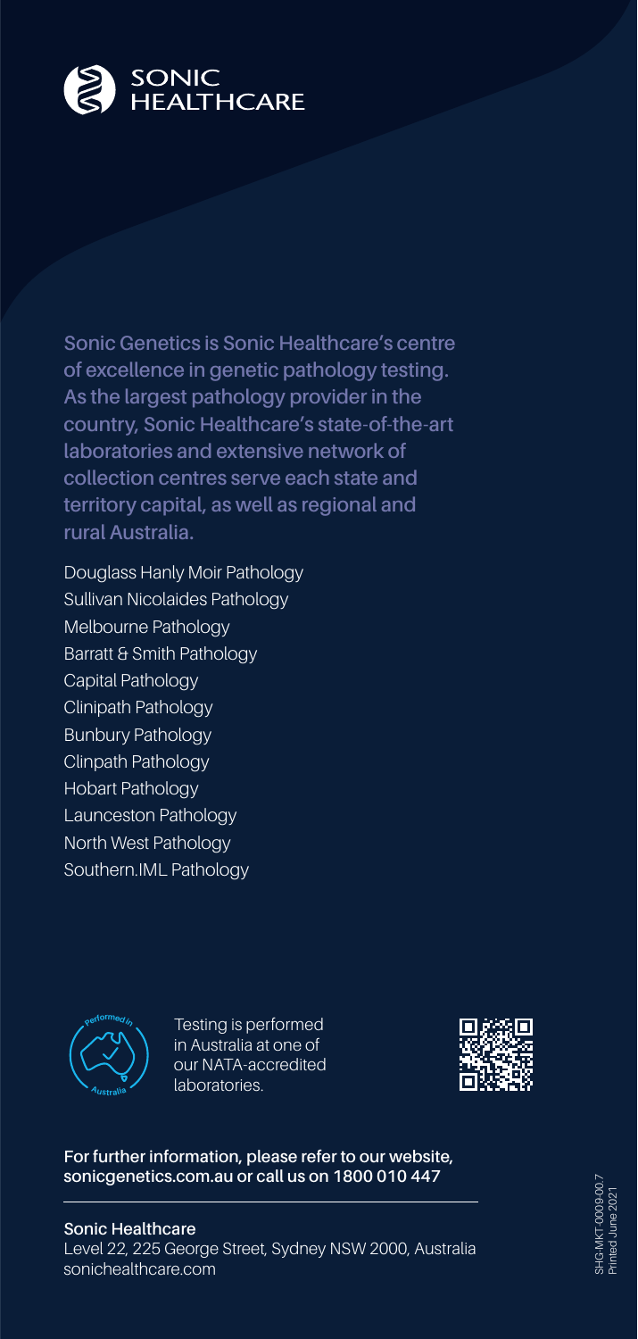SONIC HEALTHCARE

**Sonic Genetics is Sonic Healthcare's centre of excellence in genetic pathology testing. As the largest pathology provider in the country, Sonic Healthcare's state-of-the-art laboratories and extensive network of collection centres serve each state and territory capital, as well as regional and rural Australia.**

Douglass Hanly Moir Pathology
Sullivan Nicolaides Pathology
Melbourne Pathology
Barratt & Smith Pathology
Capital Pathology
Clinipath Pathology
Bunbury Pathology
Clinpath Pathology
Hobart Pathology
Launceston Pathology
North West Pathology
Southern.IML Pathology

Performed in Australia

Testing is performed in Australia at one of our NATA-accredited laboratories.

**For further information, please refer to our website, sonicgenetics.com.au or call us on 1800 010 447**

**Sonic Healthcare**
Level 22, 225 George Street, Sydney NSW 2000, Australia
sonichealthcare.com

SHG-MKT-0009-00.7
Printed June 2021